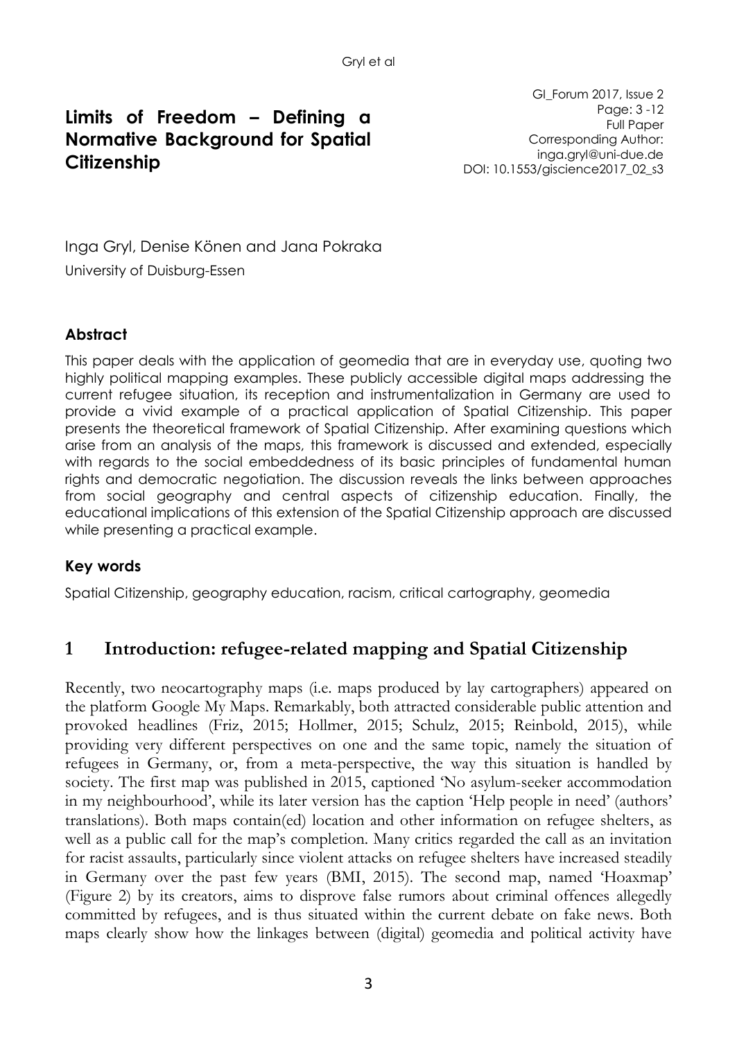# Limits of Freedom – Defining a Normative Background for Spatial Citizenship

GI_Forum 2017, Issue 2
Page: 3 -12
Full Paper
Corresponding Author:
inga.gryl@uni-due.de
DOI: 10.1553/giscience2017_02_s3

Inga Gryl, Denise Könen and Jana Pokraka

University of Duisburg-Essen

### Abstract

This paper deals with the application of geomedia that are in everyday use, quoting two highly political mapping examples. These publicly accessible digital maps addressing the current refugee situation, its reception and instrumentalization in Germany are used to provide a vivid example of a practical application of Spatial Citizenship. This paper presents the theoretical framework of Spatial Citizenship. After examining questions which arise from an analysis of the maps, this framework is discussed and extended, especially with regards to the social embeddedness of its basic principles of fundamental human rights and democratic negotiation. The discussion reveals the links between approaches from social geography and central aspects of citizenship education. Finally, the educational implications of this extension of the Spatial Citizenship approach are discussed while presenting a practical example.

### Key words

Spatial Citizenship, geography education, racism, critical cartography, geomedia

## 1 Introduction: refugee-related mapping and Spatial Citizenship

Recently, two neocartography maps (i.e. maps produced by lay cartographers) appeared on the platform Google My Maps. Remarkably, both attracted considerable public attention and provoked headlines (Friz, 2015; Hollmer, 2015; Schulz, 2015; Reinbold, 2015), while providing very different perspectives on one and the same topic, namely the situation of refugees in Germany, or, from a meta-perspective, the way this situation is handled by society. The first map was published in 2015, captioned 'No asylum-seeker accommodation in my neighbourhood', while its later version has the caption 'Help people in need' (authors' translations). Both maps contain(ed) location and other information on refugee shelters, as well as a public call for the map's completion. Many critics regarded the call as an invitation for racist assaults, particularly since violent attacks on refugee shelters have increased steadily in Germany over the past few years (BMI, 2015). The second map, named 'Hoaxmap' (Figure 2) by its creators, aims to disprove false rumors about criminal offences allegedly committed by refugees, and is thus situated within the current debate on fake news. Both maps clearly show how the linkages between (digital) geomedia and political activity have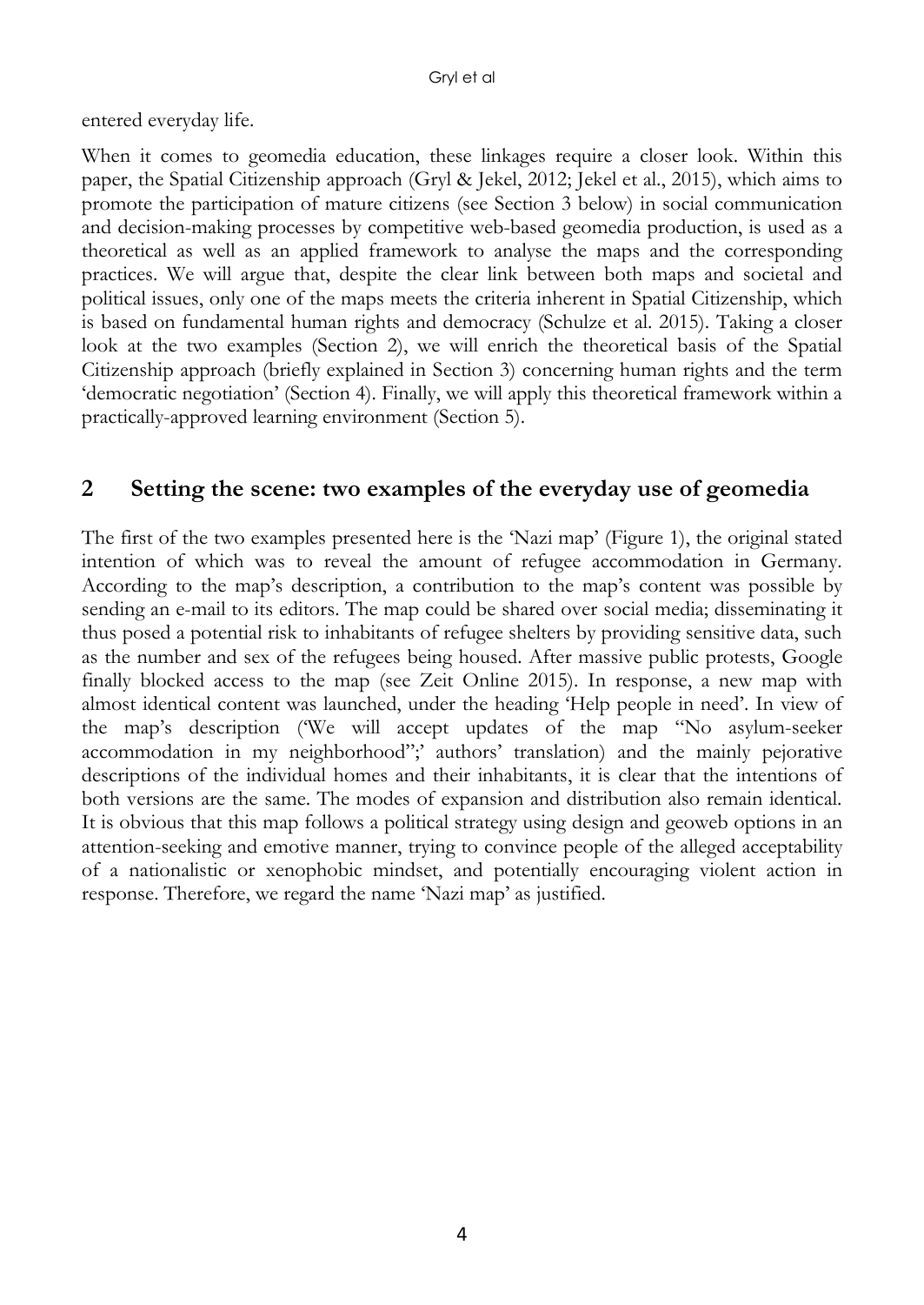entered everyday life.

When it comes to geomedia education, these linkages require a closer look. Within this paper, the Spatial Citizenship approach (Gryl & Jekel, 2012; Jekel et al., 2015), which aims to promote the participation of mature citizens (see Section 3 below) in social communication and decision-making processes by competitive web-based geomedia production, is used as a theoretical as well as an applied framework to analyse the maps and the corresponding practices. We will argue that, despite the clear link between both maps and societal and political issues, only one of the maps meets the criteria inherent in Spatial Citizenship, which is based on fundamental human rights and democracy (Schulze et al. 2015). Taking a closer look at the two examples (Section 2), we will enrich the theoretical basis of the Spatial Citizenship approach (briefly explained in Section 3) concerning human rights and the term 'democratic negotiation' (Section 4). Finally, we will apply this theoretical framework within a practically-approved learning environment (Section 5).

## 2 Setting the scene: two examples of the everyday use of geomedia

The first of the two examples presented here is the 'Nazi map' (Figure 1), the original stated intention of which was to reveal the amount of refugee accommodation in Germany. According to the map's description, a contribution to the map's content was possible by sending an e-mail to its editors. The map could be shared over social media; disseminating it thus posed a potential risk to inhabitants of refugee shelters by providing sensitive data, such as the number and sex of the refugees being housed. After massive public protests, Google finally blocked access to the map (see Zeit Online 2015). In response, a new map with almost identical content was launched, under the heading 'Help people in need'. In view of the map's description ('We will accept updates of the map "No asylum-seeker accommodation in my neighborhood";' authors' translation) and the mainly pejorative descriptions of the individual homes and their inhabitants, it is clear that the intentions of both versions are the same. The modes of expansion and distribution also remain identical. It is obvious that this map follows a political strategy using design and geoweb options in an attention-seeking and emotive manner, trying to convince people of the alleged acceptability of a nationalistic or xenophobic mindset, and potentially encouraging violent action in response. Therefore, we regard the name 'Nazi map' as justified.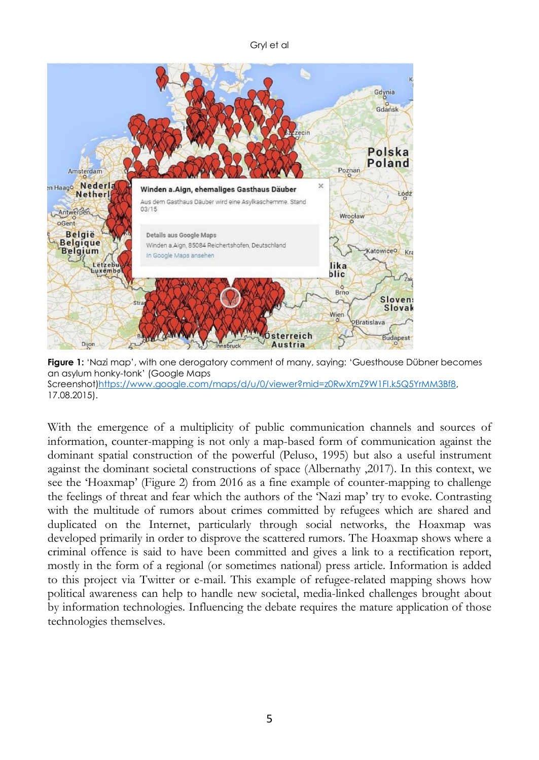**Figure 1:** 'Nazi map', with one derogatory comment of many, saying: 'Guesthouse Dübner becomes an asylum honky-tonk' (Google Maps Screenshot)https://www.google.com/maps/d/u/0/viewer?mid=z0RwXmZ9W1FI.k5Q5YrMM3Bf8, 17.08.2015).

With the emergence of a multiplicity of public communication channels and sources of information, counter-mapping is not only a map-based form of communication against the dominant spatial construction of the powerful (Peluso, 1995) but also a useful instrument against the dominant societal constructions of space (Albernathy ,2017). In this context, we see the 'Hoaxmap' (Figure 2) from 2016 as a fine example of counter-mapping to challenge the feelings of threat and fear which the authors of the 'Nazi map' try to evoke. Contrasting with the multitude of rumors about crimes committed by refugees which are shared and duplicated on the Internet, particularly through social networks, the Hoaxmap was developed primarily in order to disprove the scattered rumors. The Hoaxmap shows where a criminal offence is said to have been committed and gives a link to a rectification report, mostly in the form of a regional (or sometimes national) press article. Information is added to this project via Twitter or e-mail. This example of refugee-related mapping shows how political awareness can help to handle new societal, media-linked challenges brought about by information technologies. Influencing the debate requires the mature application of those technologies themselves.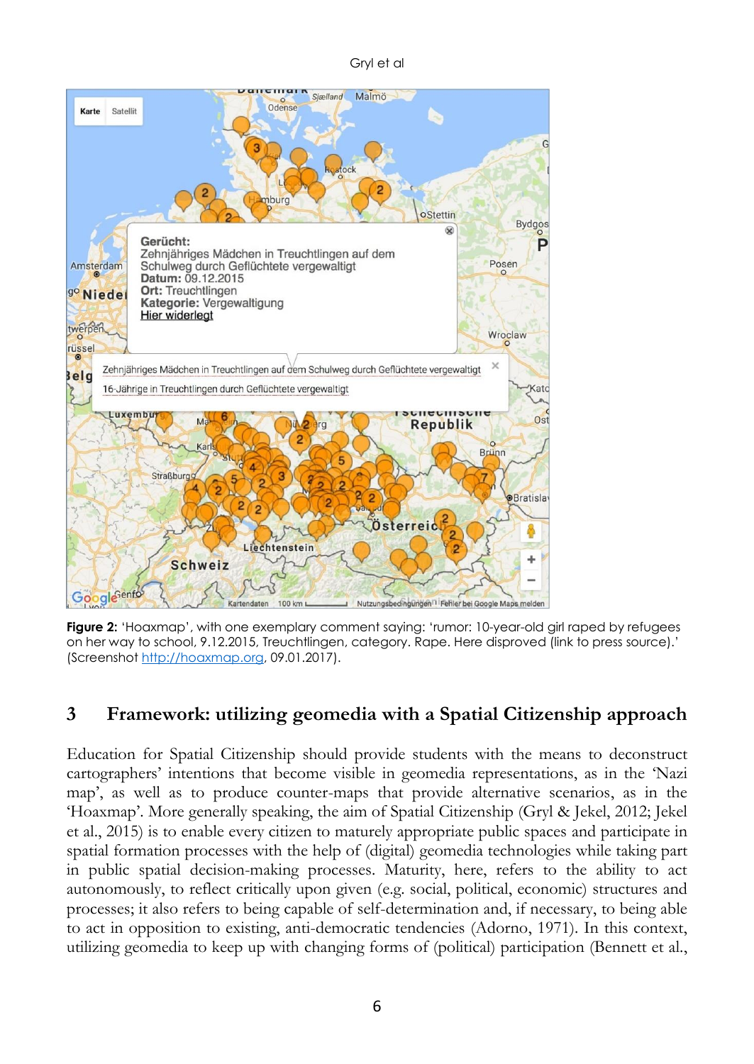**Figure 2:** 'Hoaxmap', with one exemplary comment saying: 'rumor: 10-year-old girl raped by refugees on her way to school, 9.12.2015, Treuchtlingen, category. Rape. Here disproved (link to press source).' (Screenshot http://hoaxmap.org, 09.01.2017).

## 3 Framework: utilizing geomedia with a Spatial Citizenship approach

Education for Spatial Citizenship should provide students with the means to deconstruct cartographers' intentions that become visible in geomedia representations, as in the 'Nazi map', as well as to produce counter-maps that provide alternative scenarios, as in the 'Hoaxmap'. More generally speaking, the aim of Spatial Citizenship (Gryl & Jekel, 2012; Jekel et al., 2015) is to enable every citizen to maturely appropriate public spaces and participate in spatial formation processes with the help of (digital) geomedia technologies while taking part in public spatial decision-making processes. Maturity, here, refers to the ability to act autonomously, to reflect critically upon given (e.g. social, political, economic) structures and processes; it also refers to being capable of self-determination and, if necessary, to being able to act in opposition to existing, anti-democratic tendencies (Adorno, 1971). In this context, utilizing geomedia to keep up with changing forms of (political) participation (Bennett et al.,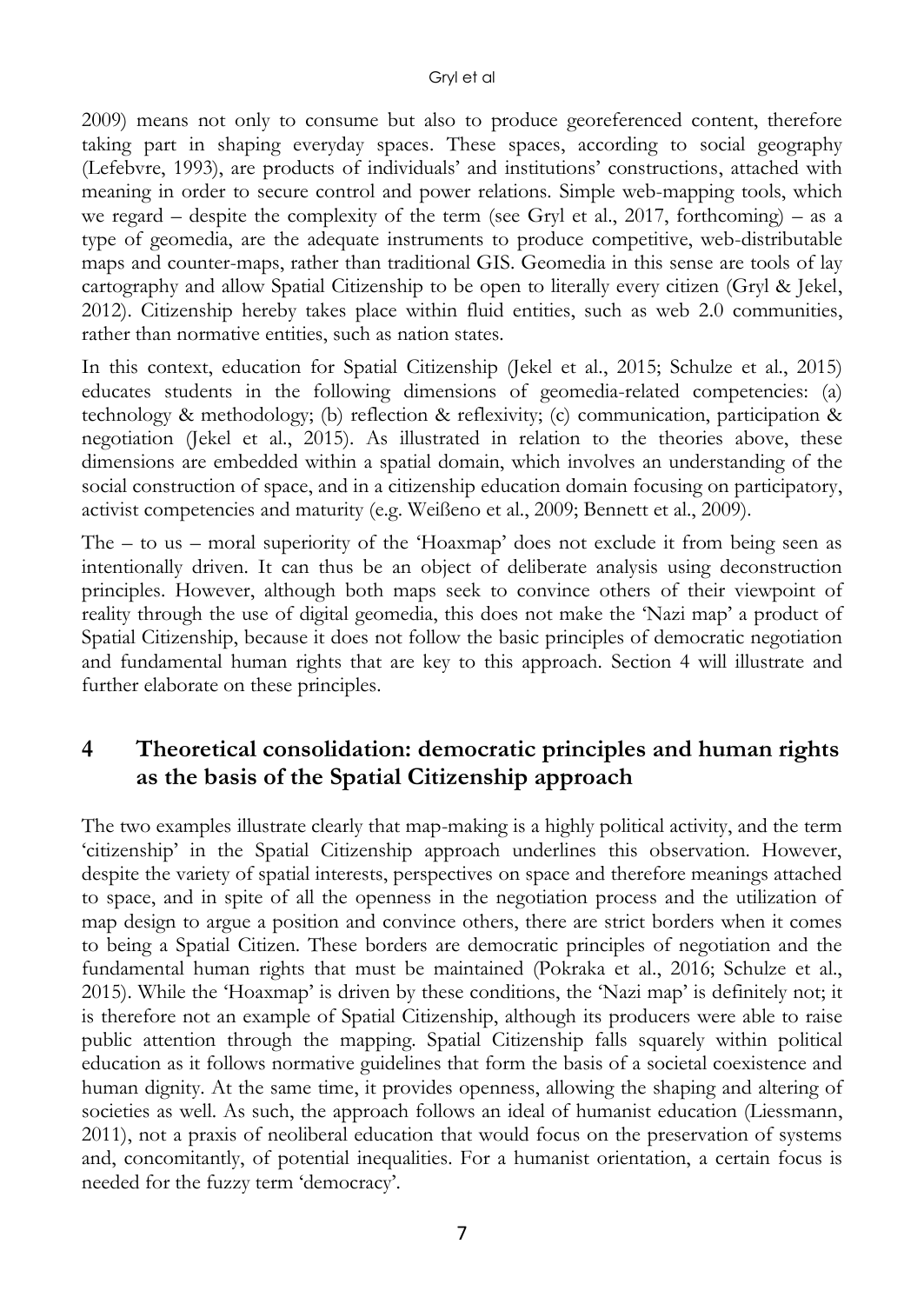2009) means not only to consume but also to produce georeferenced content, therefore taking part in shaping everyday spaces. These spaces, according to social geography (Lefebvre, 1993), are products of individuals' and institutions' constructions, attached with meaning in order to secure control and power relations. Simple web-mapping tools, which we regard – despite the complexity of the term (see Gryl et al., 2017, forthcoming) – as a type of geomedia, are the adequate instruments to produce competitive, web-distributable maps and counter-maps, rather than traditional GIS. Geomedia in this sense are tools of lay cartography and allow Spatial Citizenship to be open to literally every citizen (Gryl & Jekel, 2012). Citizenship hereby takes place within fluid entities, such as web 2.0 communities, rather than normative entities, such as nation states.

In this context, education for Spatial Citizenship (Jekel et al., 2015; Schulze et al., 2015) educates students in the following dimensions of geomedia-related competencies: (a) technology & methodology; (b) reflection & reflexivity; (c) communication, participation & negotiation (Jekel et al., 2015). As illustrated in relation to the theories above, these dimensions are embedded within a spatial domain, which involves an understanding of the social construction of space, and in a citizenship education domain focusing on participatory, activist competencies and maturity (e.g. Weißeno et al., 2009; Bennett et al., 2009).

The – to us – moral superiority of the 'Hoaxmap' does not exclude it from being seen as intentionally driven. It can thus be an object of deliberate analysis using deconstruction principles. However, although both maps seek to convince others of their viewpoint of reality through the use of digital geomedia, this does not make the 'Nazi map' a product of Spatial Citizenship, because it does not follow the basic principles of democratic negotiation and fundamental human rights that are key to this approach. Section 4 will illustrate and further elaborate on these principles.

## 4 Theoretical consolidation: democratic principles and human rights as the basis of the Spatial Citizenship approach

The two examples illustrate clearly that map-making is a highly political activity, and the term 'citizenship' in the Spatial Citizenship approach underlines this observation. However, despite the variety of spatial interests, perspectives on space and therefore meanings attached to space, and in spite of all the openness in the negotiation process and the utilization of map design to argue a position and convince others, there are strict borders when it comes to being a Spatial Citizen. These borders are democratic principles of negotiation and the fundamental human rights that must be maintained (Pokraka et al., 2016; Schulze et al., 2015). While the 'Hoaxmap' is driven by these conditions, the 'Nazi map' is definitely not; it is therefore not an example of Spatial Citizenship, although its producers were able to raise public attention through the mapping. Spatial Citizenship falls squarely within political education as it follows normative guidelines that form the basis of a societal coexistence and human dignity. At the same time, it provides openness, allowing the shaping and altering of societies as well. As such, the approach follows an ideal of humanist education (Liessmann, 2011), not a praxis of neoliberal education that would focus on the preservation of systems and, concomitantly, of potential inequalities. For a humanist orientation, a certain focus is needed for the fuzzy term 'democracy'.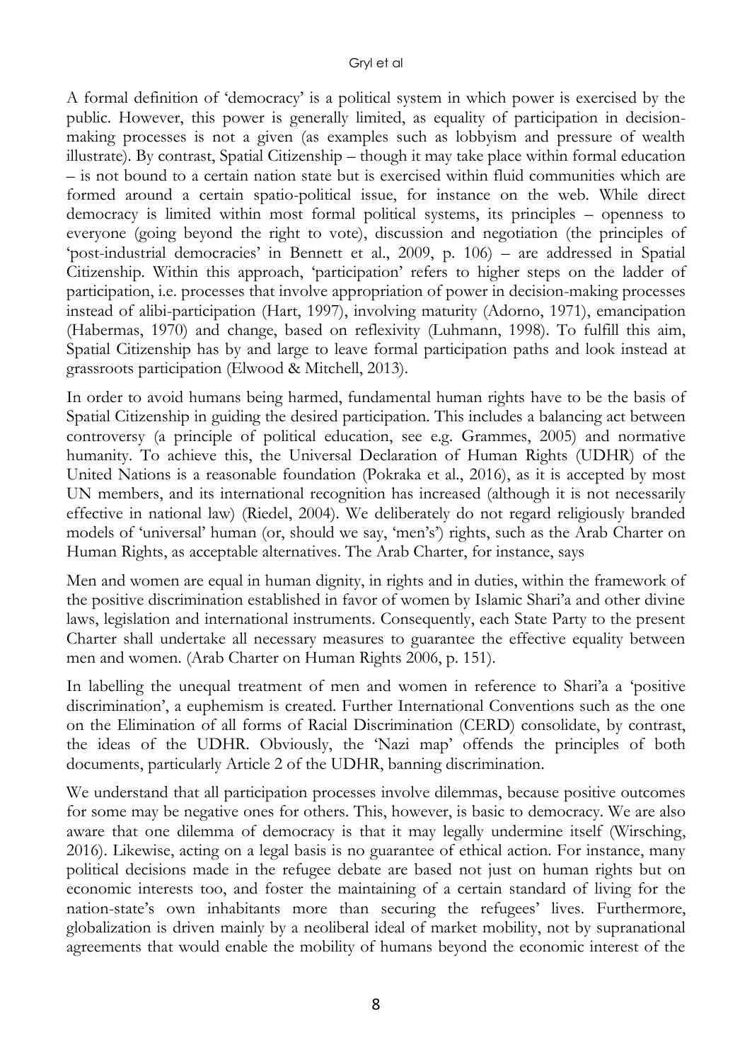A formal definition of 'democracy' is a political system in which power is exercised by the public. However, this power is generally limited, as equality of participation in decision-making processes is not a given (as examples such as lobbyism and pressure of wealth illustrate). By contrast, Spatial Citizenship – though it may take place within formal education – is not bound to a certain nation state but is exercised within fluid communities which are formed around a certain spatio-political issue, for instance on the web. While direct democracy is limited within most formal political systems, its principles – openness to everyone (going beyond the right to vote), discussion and negotiation (the principles of 'post-industrial democracies' in Bennett et al., 2009, p. 106) – are addressed in Spatial Citizenship. Within this approach, 'participation' refers to higher steps on the ladder of participation, i.e. processes that involve appropriation of power in decision-making processes instead of alibi-participation (Hart, 1997), involving maturity (Adorno, 1971), emancipation (Habermas, 1970) and change, based on reflexivity (Luhmann, 1998). To fulfill this aim, Spatial Citizenship has by and large to leave formal participation paths and look instead at grassroots participation (Elwood & Mitchell, 2013).

In order to avoid humans being harmed, fundamental human rights have to be the basis of Spatial Citizenship in guiding the desired participation. This includes a balancing act between controversy (a principle of political education, see e.g. Grammes, 2005) and normative humanity. To achieve this, the Universal Declaration of Human Rights (UDHR) of the United Nations is a reasonable foundation (Pokraka et al., 2016), as it is accepted by most UN members, and its international recognition has increased (although it is not necessarily effective in national law) (Riedel, 2004). We deliberately do not regard religiously branded models of 'universal' human (or, should we say, 'men's') rights, such as the Arab Charter on Human Rights, as acceptable alternatives. The Arab Charter, for instance, says

Men and women are equal in human dignity, in rights and in duties, within the framework of the positive discrimination established in favor of women by Islamic Shari'a and other divine laws, legislation and international instruments. Consequently, each State Party to the present Charter shall undertake all necessary measures to guarantee the effective equality between men and women. (Arab Charter on Human Rights 2006, p. 151).

In labelling the unequal treatment of men and women in reference to Shari'a a 'positive discrimination', a euphemism is created. Further International Conventions such as the one on the Elimination of all forms of Racial Discrimination (CERD) consolidate, by contrast, the ideas of the UDHR. Obviously, the 'Nazi map' offends the principles of both documents, particularly Article 2 of the UDHR, banning discrimination.

We understand that all participation processes involve dilemmas, because positive outcomes for some may be negative ones for others. This, however, is basic to democracy. We are also aware that one dilemma of democracy is that it may legally undermine itself (Wirsching, 2016). Likewise, acting on a legal basis is no guarantee of ethical action. For instance, many political decisions made in the refugee debate are based not just on human rights but on economic interests too, and foster the maintaining of a certain standard of living for the nation-state's own inhabitants more than securing the refugees' lives. Furthermore, globalization is driven mainly by a neoliberal ideal of market mobility, not by supranational agreements that would enable the mobility of humans beyond the economic interest of the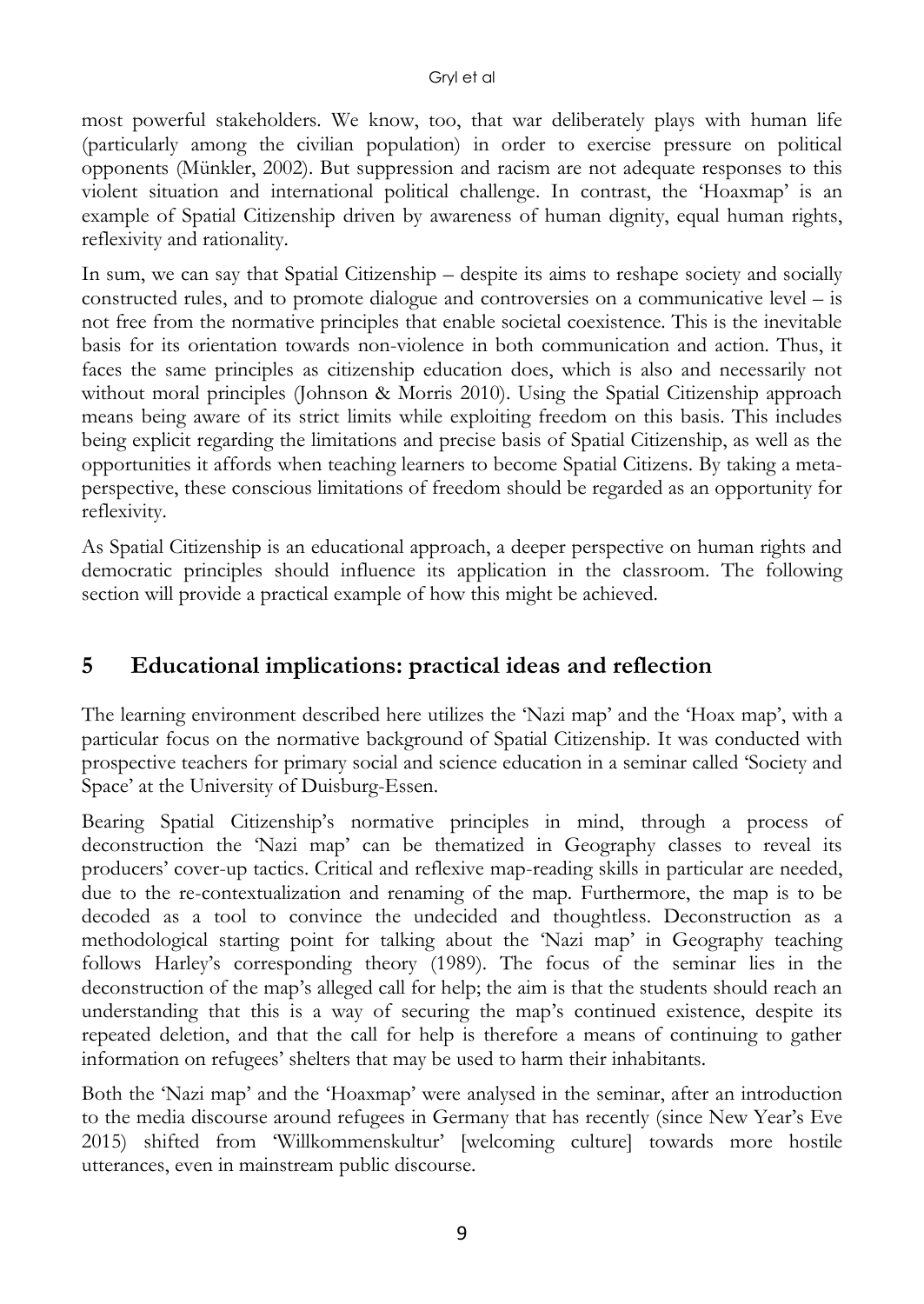most powerful stakeholders. We know, too, that war deliberately plays with human life (particularly among the civilian population) in order to exercise pressure on political opponents (Münkler, 2002). But suppression and racism are not adequate responses to this violent situation and international political challenge. In contrast, the 'Hoaxmap' is an example of Spatial Citizenship driven by awareness of human dignity, equal human rights, reflexivity and rationality.

In sum, we can say that Spatial Citizenship – despite its aims to reshape society and socially constructed rules, and to promote dialogue and controversies on a communicative level – is not free from the normative principles that enable societal coexistence. This is the inevitable basis for its orientation towards non-violence in both communication and action. Thus, it faces the same principles as citizenship education does, which is also and necessarily not without moral principles (Johnson & Morris 2010). Using the Spatial Citizenship approach means being aware of its strict limits while exploiting freedom on this basis. This includes being explicit regarding the limitations and precise basis of Spatial Citizenship, as well as the opportunities it affords when teaching learners to become Spatial Citizens. By taking a meta-perspective, these conscious limitations of freedom should be regarded as an opportunity for reflexivity.

As Spatial Citizenship is an educational approach, a deeper perspective on human rights and democratic principles should influence its application in the classroom. The following section will provide a practical example of how this might be achieved.

## 5 Educational implications: practical ideas and reflection

The learning environment described here utilizes the 'Nazi map' and the 'Hoax map', with a particular focus on the normative background of Spatial Citizenship. It was conducted with prospective teachers for primary social and science education in a seminar called 'Society and Space' at the University of Duisburg-Essen.

Bearing Spatial Citizenship's normative principles in mind, through a process of deconstruction the 'Nazi map' can be thematized in Geography classes to reveal its producers' cover-up tactics. Critical and reflexive map-reading skills in particular are needed, due to the re-contextualization and renaming of the map. Furthermore, the map is to be decoded as a tool to convince the undecided and thoughtless. Deconstruction as a methodological starting point for talking about the 'Nazi map' in Geography teaching follows Harley's corresponding theory (1989). The focus of the seminar lies in the deconstruction of the map's alleged call for help; the aim is that the students should reach an understanding that this is a way of securing the map's continued existence, despite its repeated deletion, and that the call for help is therefore a means of continuing to gather information on refugees' shelters that may be used to harm their inhabitants.

Both the 'Nazi map' and the 'Hoaxmap' were analysed in the seminar, after an introduction to the media discourse around refugees in Germany that has recently (since New Year's Eve 2015) shifted from 'Willkommenskultur' [welcoming culture] towards more hostile utterances, even in mainstream public discourse.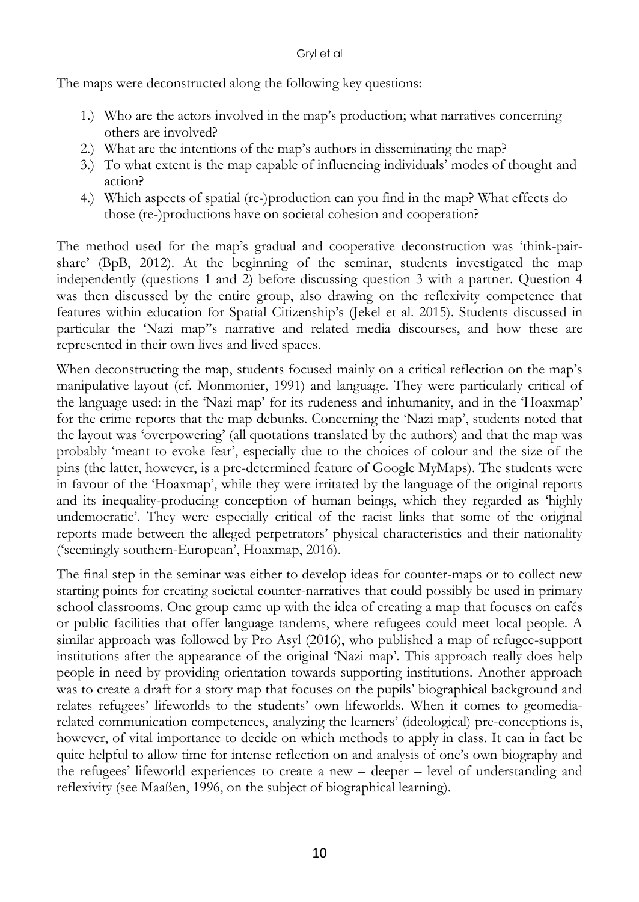The maps were deconstructed along the following key questions:

1.) Who are the actors involved in the map's production; what narratives concerning others are involved?
2.) What are the intentions of the map's authors in disseminating the map?
3.) To what extent is the map capable of influencing individuals' modes of thought and action?
4.) Which aspects of spatial (re-)production can you find in the map? What effects do those (re-)productions have on societal cohesion and cooperation?

The method used for the map's gradual and cooperative deconstruction was 'think-pair-share' (BpB, 2012). At the beginning of the seminar, students investigated the map independently (questions 1 and 2) before discussing question 3 with a partner. Question 4 was then discussed by the entire group, also drawing on the reflexivity competence that features within education for Spatial Citizenship's (Jekel et al. 2015). Students discussed in particular the 'Nazi map''s narrative and related media discourses, and how these are represented in their own lives and lived spaces.

When deconstructing the map, students focused mainly on a critical reflection on the map's manipulative layout (cf. Monmonier, 1991) and language. They were particularly critical of the language used: in the 'Nazi map' for its rudeness and inhumanity, and in the 'Hoaxmap' for the crime reports that the map debunks. Concerning the 'Nazi map', students noted that the layout was 'overpowering' (all quotations translated by the authors) and that the map was probably 'meant to evoke fear', especially due to the choices of colour and the size of the pins (the latter, however, is a pre-determined feature of Google MyMaps). The students were in favour of the 'Hoaxmap', while they were irritated by the language of the original reports and its inequality-producing conception of human beings, which they regarded as 'highly undemocratic'. They were especially critical of the racist links that some of the original reports made between the alleged perpetrators' physical characteristics and their nationality ('seemingly southern-European', Hoaxmap, 2016).

The final step in the seminar was either to develop ideas for counter-maps or to collect new starting points for creating societal counter-narratives that could possibly be used in primary school classrooms. One group came up with the idea of creating a map that focuses on cafés or public facilities that offer language tandems, where refugees could meet local people. A similar approach was followed by Pro Asyl (2016), who published a map of refugee-support institutions after the appearance of the original 'Nazi map'. This approach really does help people in need by providing orientation towards supporting institutions. Another approach was to create a draft for a story map that focuses on the pupils' biographical background and relates refugees' lifeworlds to the students' own lifeworlds. When it comes to geomedia-related communication competences, analyzing the learners' (ideological) pre-conceptions is, however, of vital importance to decide on which methods to apply in class. It can in fact be quite helpful to allow time for intense reflection on and analysis of one's own biography and the refugees' lifeworld experiences to create a new – deeper – level of understanding and reflexivity (see Maaßen, 1996, on the subject of biographical learning).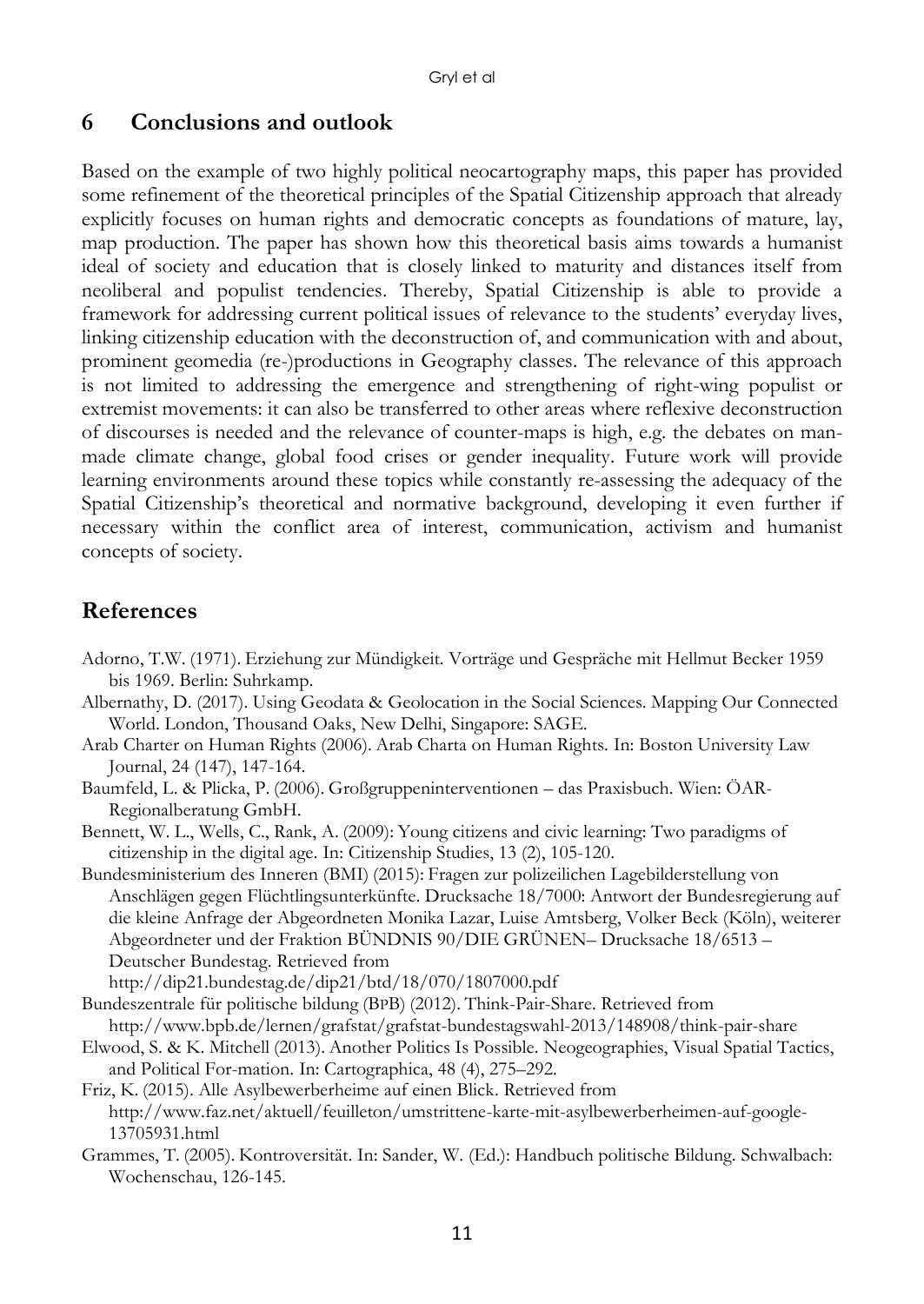## 6 Conclusions and outlook

Based on the example of two highly political neocartography maps, this paper has provided some refinement of the theoretical principles of the Spatial Citizenship approach that already explicitly focuses on human rights and democratic concepts as foundations of mature, lay, map production. The paper has shown how this theoretical basis aims towards a humanist ideal of society and education that is closely linked to maturity and distances itself from neoliberal and populist tendencies. Thereby, Spatial Citizenship is able to provide a framework for addressing current political issues of relevance to the students' everyday lives, linking citizenship education with the deconstruction of, and communication with and about, prominent geomedia (re-)productions in Geography classes. The relevance of this approach is not limited to addressing the emergence and strengthening of right-wing populist or extremist movements: it can also be transferred to other areas where reflexive deconstruction of discourses is needed and the relevance of counter-maps is high, e.g. the debates on man-made climate change, global food crises or gender inequality. Future work will provide learning environments around these topics while constantly re-assessing the adequacy of the Spatial Citizenship's theoretical and normative background, developing it even further if necessary within the conflict area of interest, communication, activism and humanist concepts of society.

## References

Adorno, T.W. (1971). Erziehung zur Mündigkeit. Vorträge und Gespräche mit Hellmut Becker 1959 bis 1969. Berlin: Suhrkamp.

Albernathy, D. (2017). Using Geodata & Geolocation in the Social Sciences. Mapping Our Connected World. London, Thousand Oaks, New Delhi, Singapore: SAGE.

Arab Charter on Human Rights (2006). Arab Charta on Human Rights. In: Boston University Law Journal, 24 (147), 147-164.

Baumfeld, L. & Plicka, P. (2006). Großgruppeninterventionen – das Praxisbuch. Wien: ÖAR-Regionalberatung GmbH.

Bennett, W. L., Wells, C., Rank, A. (2009): Young citizens and civic learning: Two paradigms of citizenship in the digital age. In: Citizenship Studies, 13 (2), 105-120.

Bundesministerium des Inneren (BMI) (2015): Fragen zur polizeilichen Lagebilderstellung von Anschlägen gegen Flüchtlingsunterkünfte. Drucksache 18/7000: Antwort der Bundesregierung auf die kleine Anfrage der Abgeordneten Monika Lazar, Luise Amtsberg, Volker Beck (Köln), weiterer Abgeordneter und der Fraktion BÜNDNIS 90/DIE GRÜNEN– Drucksache 18/6513 – Deutscher Bundestag. Retrieved from http://dip21.bundestag.de/dip21/btd/18/070/1807000.pdf

Bundeszentrale für politische bildung (BPB) (2012). Think-Pair-Share. Retrieved from http://www.bpb.de/lernen/grafstat/grafstat-bundestagswahl-2013/148908/think-pair-share

Elwood, S. & K. Mitchell (2013). Another Politics Is Possible. Neogeographies, Visual Spatial Tactics, and Political For-mation. In: Cartographica, 48 (4), 275–292.

Friz, K. (2015). Alle Asylbewerberheime auf einen Blick. Retrieved from http://www.faz.net/aktuell/feuilleton/umstrittene-karte-mit-asylbewerberheimen-auf-google-13705931.html

Grammes, T. (2005). Kontroversität. In: Sander, W. (Ed.): Handbuch politische Bildung. Schwalbach: Wochenschau, 126-145.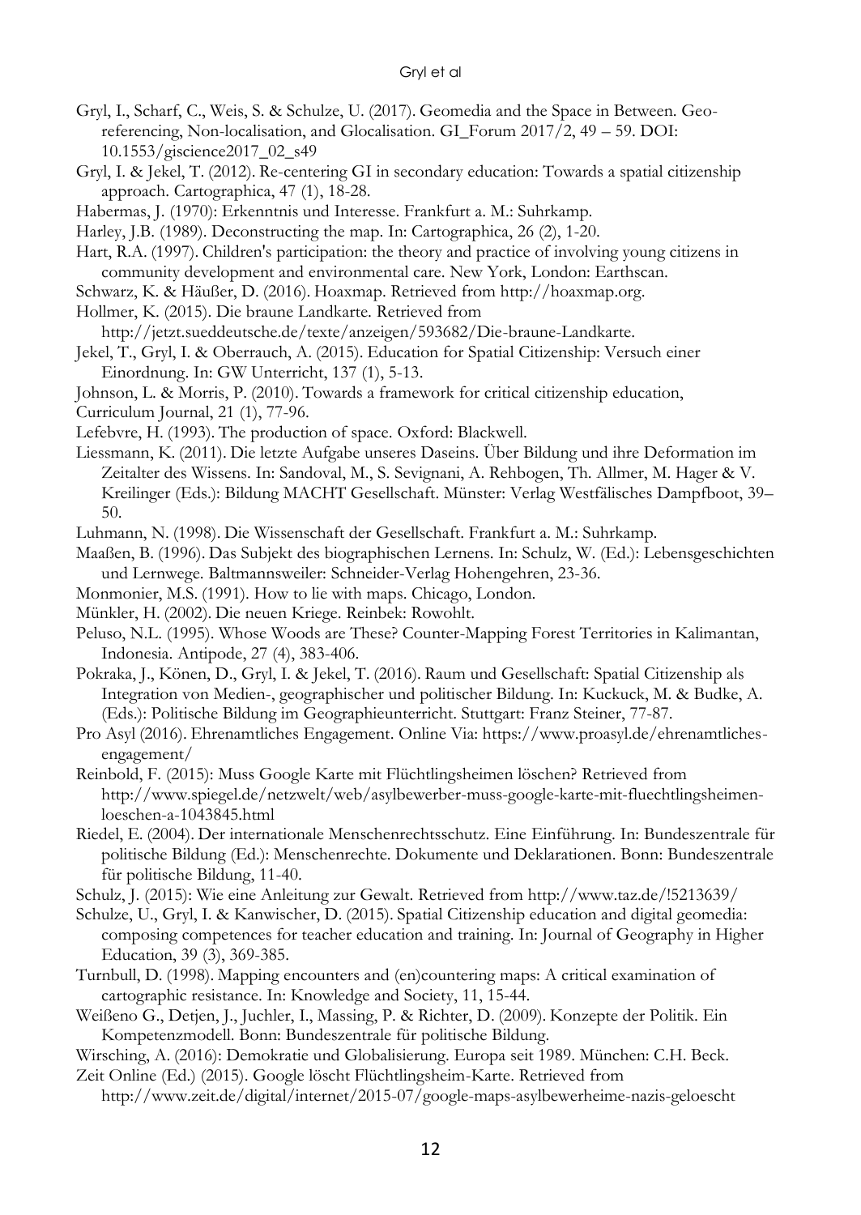Gryl, I., Scharf, C., Weis, S. & Schulze, U. (2017). Geomedia and the Space in Between. Georeferencing, Non-localisation, and Glocalisation. GI_Forum 2017/2, 49 – 59. DOI: 10.1553/giscience2017_02_s49

Gryl, I. & Jekel, T. (2012). Re-centering GI in secondary education: Towards a spatial citizenship approach. Cartographica, 47 (1), 18-28.

Habermas, J. (1970): Erkenntnis und Interesse. Frankfurt a. M.: Suhrkamp.

Harley, J.B. (1989). Deconstructing the map. In: Cartographica, 26 (2), 1-20.

Hart, R.A. (1997). Children's participation: the theory and practice of involving young citizens in community development and environmental care. New York, London: Earthscan.

Schwarz, K. & Häußer, D. (2016). Hoaxmap. Retrieved from http://hoaxmap.org.

Hollmer, K. (2015). Die braune Landkarte. Retrieved from http://jetzt.sueddeutsche.de/texte/anzeigen/593682/Die-braune-Landkarte.

Jekel, T., Gryl, I. & Oberrauch, A. (2015). Education for Spatial Citizenship: Versuch einer Einordnung. In: GW Unterricht, 137 (1), 5-13.

Johnson, L. & Morris, P. (2010). Towards a framework for critical citizenship education, Curriculum Journal, 21 (1), 77-96.

Lefebvre, H. (1993). The production of space. Oxford: Blackwell.

Liessmann, K. (2011). Die letzte Aufgabe unseres Daseins. Über Bildung und ihre Deformation im Zeitalter des Wissens. In: Sandoval, M., S. Sevignani, A. Rehbogen, Th. Allmer, M. Hager & V. Kreilinger (Eds.): Bildung MACHT Gesellschaft. Münster: Verlag Westfälisches Dampfboot, 39–50.

Luhmann, N. (1998). Die Wissenschaft der Gesellschaft. Frankfurt a. M.: Suhrkamp.

Maaßen, B. (1996). Das Subjekt des biographischen Lernens. In: Schulz, W. (Ed.): Lebensgeschichten und Lernwege. Baltmannsweiler: Schneider-Verlag Hohengehren, 23-36.

Monmonier, M.S. (1991). How to lie with maps. Chicago, London.

Münkler, H. (2002). Die neuen Kriege. Reinbek: Rowohlt.

Peluso, N.L. (1995). Whose Woods are These? Counter-Mapping Forest Territories in Kalimantan, Indonesia. Antipode, 27 (4), 383-406.

Pokraka, J., Könen, D., Gryl, I. & Jekel, T. (2016). Raum und Gesellschaft: Spatial Citizenship als Integration von Medien-, geographischer und politischer Bildung. In: Kuckuck, M. & Budke, A. (Eds.): Politische Bildung im Geographieunterricht. Stuttgart: Franz Steiner, 77-87.

Pro Asyl (2016). Ehrenamtliches Engagement. Online Via: https://www.proasyl.de/ehrenamtliches-engagement/

Reinbold, F. (2015): Muss Google Karte mit Flüchtlingsheimen löschen? Retrieved from http://www.spiegel.de/netzwelt/web/asylbewerber-muss-google-karte-mit-fluechtlingsheimen-loeschen-a-1043845.html

Riedel, E. (2004). Der internationale Menschenrechtsschutz. Eine Einführung. In: Bundeszentrale für politische Bildung (Ed.): Menschenrechte. Dokumente und Deklarationen. Bonn: Bundeszentrale für politische Bildung, 11-40.

Schulz, J. (2015): Wie eine Anleitung zur Gewalt. Retrieved from http://www.taz.de/!5213639/

Schulze, U., Gryl, I. & Kanwischer, D. (2015). Spatial Citizenship education and digital geomedia: composing competences for teacher education and training. In: Journal of Geography in Higher Education, 39 (3), 369-385.

Turnbull, D. (1998). Mapping encounters and (en)countering maps: A critical examination of cartographic resistance. In: Knowledge and Society, 11, 15-44.

Weißeno G., Detjen, J., Juchler, I., Massing, P. & Richter, D. (2009). Konzepte der Politik. Ein Kompetenzmodell. Bonn: Bundeszentrale für politische Bildung.

Wirsching, A. (2016): Demokratie und Globalisierung. Europa seit 1989. München: C.H. Beck.

Zeit Online (Ed.) (2015). Google löscht Flüchtlingsheim-Karte. Retrieved from http://www.zeit.de/digital/internet/2015-07/google-maps-asylbewerheime-nazis-geloescht